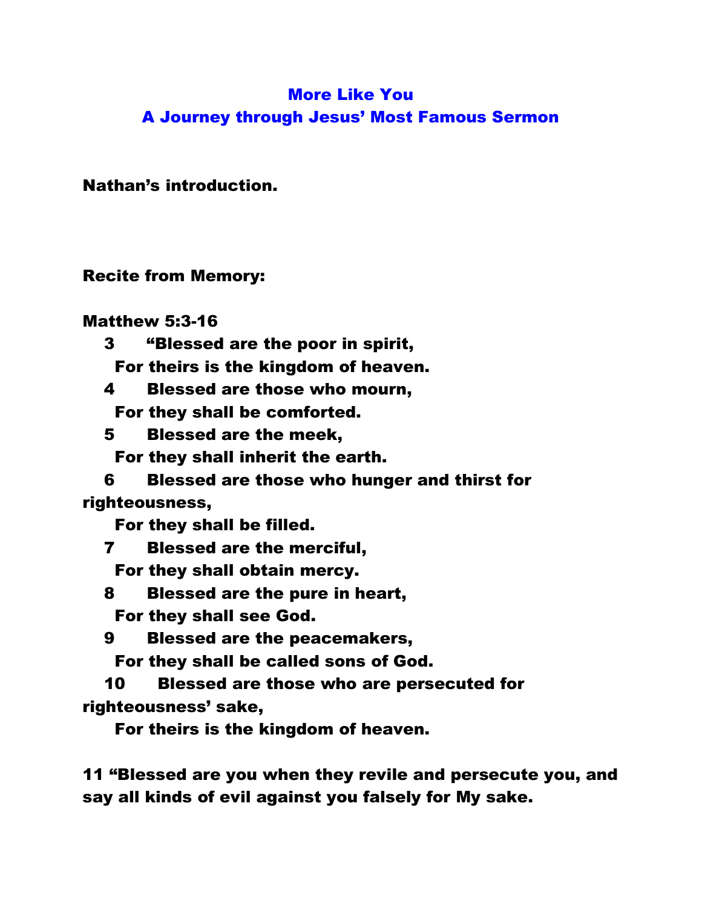# More Like You

## A Journey through Jesus' Most Famous Sermon

**Nathan's introduction.**

**Recite from Memory:**

**Matthew 5:3-16**

**3 "Blessed are the poor in spirit,**
**For theirs is the kingdom of heaven.**
**4 Blessed are those who mourn,**
**For they shall be comforted.**
**5 Blessed are the meek,**
**For they shall inherit the earth.**
**6 Blessed are those who hunger and thirst for righteousness,**
**For they shall be filled.**
**7 Blessed are the merciful,**
**For they shall obtain mercy.**
**8 Blessed are the pure in heart,**
**For they shall see God.**
**9 Blessed are the peacemakers,**
**For they shall be called sons of God.**
**10 Blessed are those who are persecuted for righteousness' sake,**
**For theirs is the kingdom of heaven.**

**11 "Blessed are you when they revile and persecute you, and say all kinds of evil against you falsely for My sake.**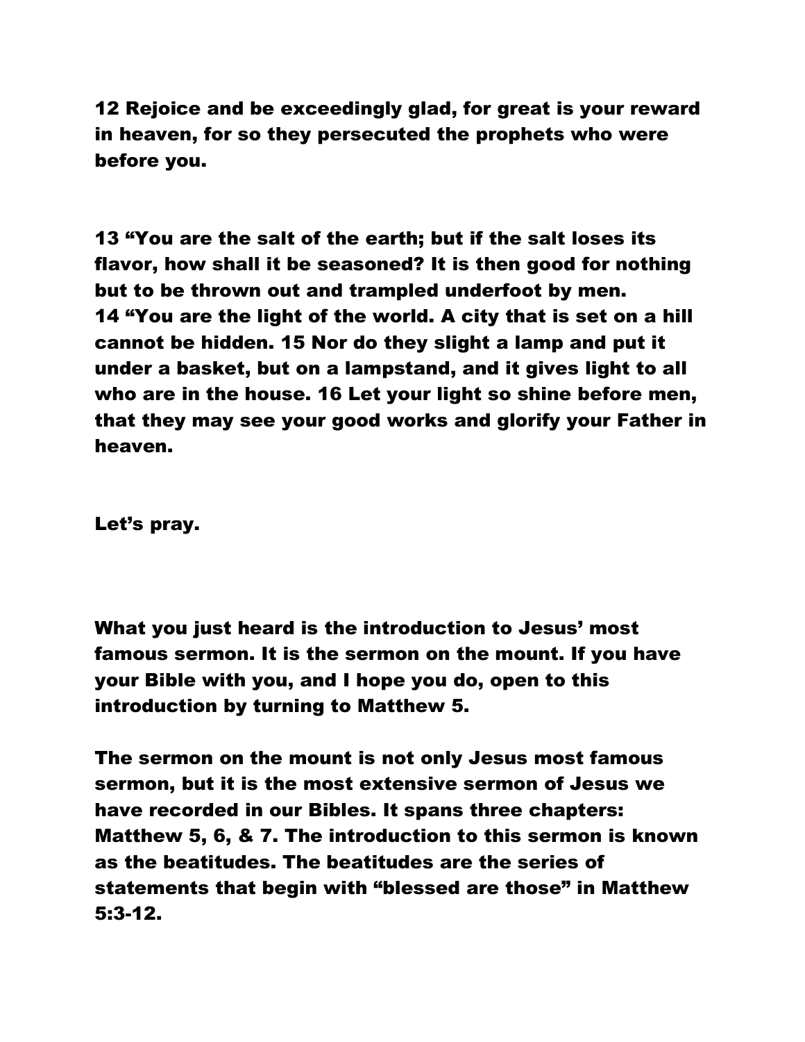**12 Rejoice and be exceedingly glad, for great is your reward in heaven, for so they persecuted the prophets who were before you.**

**13 "You are the salt of the earth; but if the salt loses its flavor, how shall it be seasoned? It is then good for nothing but to be thrown out and trampled underfoot by men.**
**14 "You are the light of the world. A city that is set on a hill cannot be hidden. 15 Nor do they slight a lamp and put it under a basket, but on a lampstand, and it gives light to all who are in the house. 16 Let your light so shine before men, that they may see your good works and glorify your Father in heaven.**

**Let's pray.**

**What you just heard is the introduction to Jesus' most famous sermon. It is the sermon on the mount. If you have your Bible with you, and I hope you do, open to this introduction by turning to Matthew 5.**

**The sermon on the mount is not only Jesus most famous sermon, but it is the most extensive sermon of Jesus we have recorded in our Bibles. It spans three chapters: Matthew 5, 6, & 7. The introduction to this sermon is known as the beatitudes. The beatitudes are the series of statements that begin with "blessed are those" in Matthew 5:3-12.**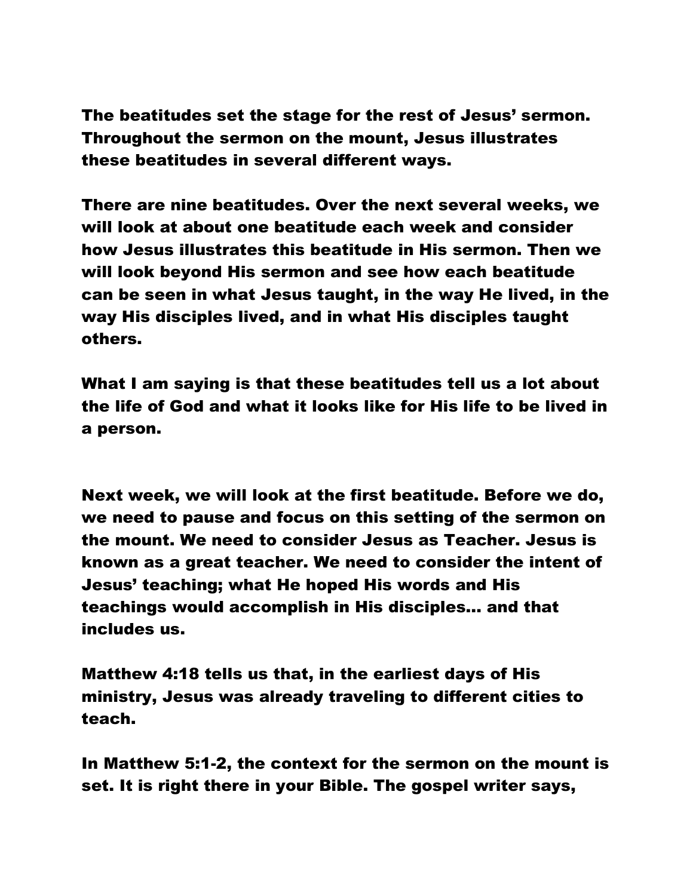**The beatitudes set the stage for the rest of Jesus' sermon. Throughout the sermon on the mount, Jesus illustrates these beatitudes in several different ways.**

**There are nine beatitudes. Over the next several weeks, we will look at about one beatitude each week and consider how Jesus illustrates this beatitude in His sermon. Then we will look beyond His sermon and see how each beatitude can be seen in what Jesus taught, in the way He lived, in the way His disciples lived, and in what His disciples taught others.**

**What I am saying is that these beatitudes tell us a lot about the life of God and what it looks like for His life to be lived in a person.**

**Next week, we will look at the first beatitude. Before we do, we need to pause and focus on this setting of the sermon on the mount. We need to consider Jesus as Teacher. Jesus is known as a great teacher. We need to consider the intent of Jesus' teaching; what He hoped His words and His teachings would accomplish in His disciples… and that includes us.**

**Matthew 4:18 tells us that, in the earliest days of His ministry, Jesus was already traveling to different cities to teach.**

**In Matthew 5:1-2, the context for the sermon on the mount is set. It is right there in your Bible. The gospel writer says,**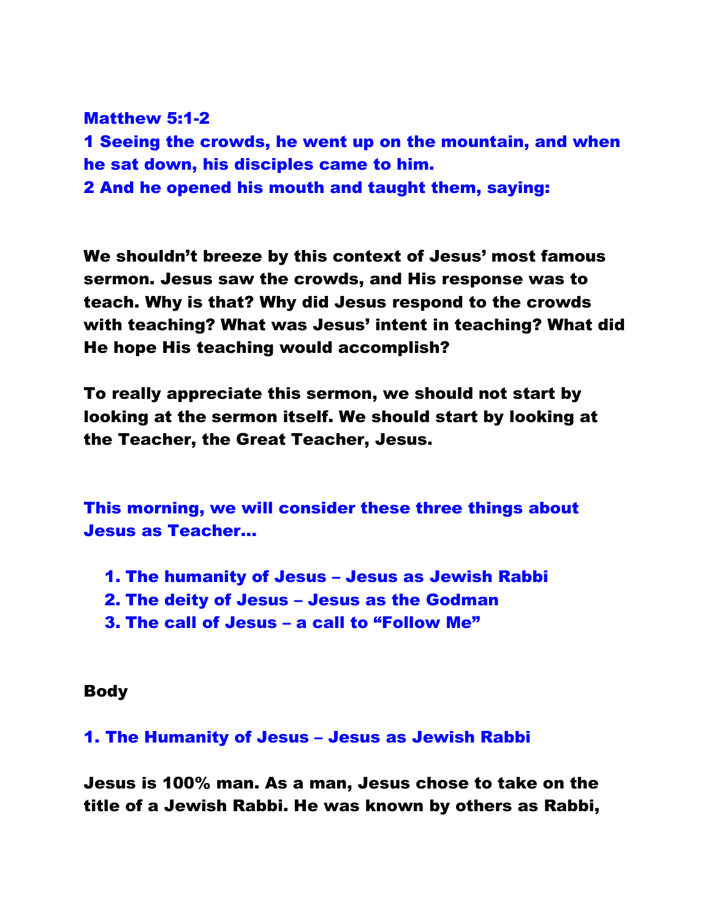**Matthew 5:1-2**

**1 Seeing the crowds, he went up on the mountain, and when he sat down, his disciples came to him.**

**2 And he opened his mouth and taught them, saying:**

**We shouldn't breeze by this context of Jesus' most famous sermon. Jesus saw the crowds, and His response was to teach. Why is that? Why did Jesus respond to the crowds with teaching? What was Jesus' intent in teaching? What did He hope His teaching would accomplish?**

**To really appreciate this sermon, we should not start by looking at the sermon itself. We should start by looking at the Teacher, the Great Teacher, Jesus.**

**This morning, we will consider these three things about Jesus as Teacher…**

1. **The humanity of Jesus – Jesus as Jewish Rabbi**
2. **The deity of Jesus – Jesus as the Godman**
3. **The call of Jesus – a call to "Follow Me"**

**Body**

## 1. The Humanity of Jesus – Jesus as Jewish Rabbi

**Jesus is 100% man. As a man, Jesus chose to take on the title of a Jewish Rabbi. He was known by others as Rabbi,**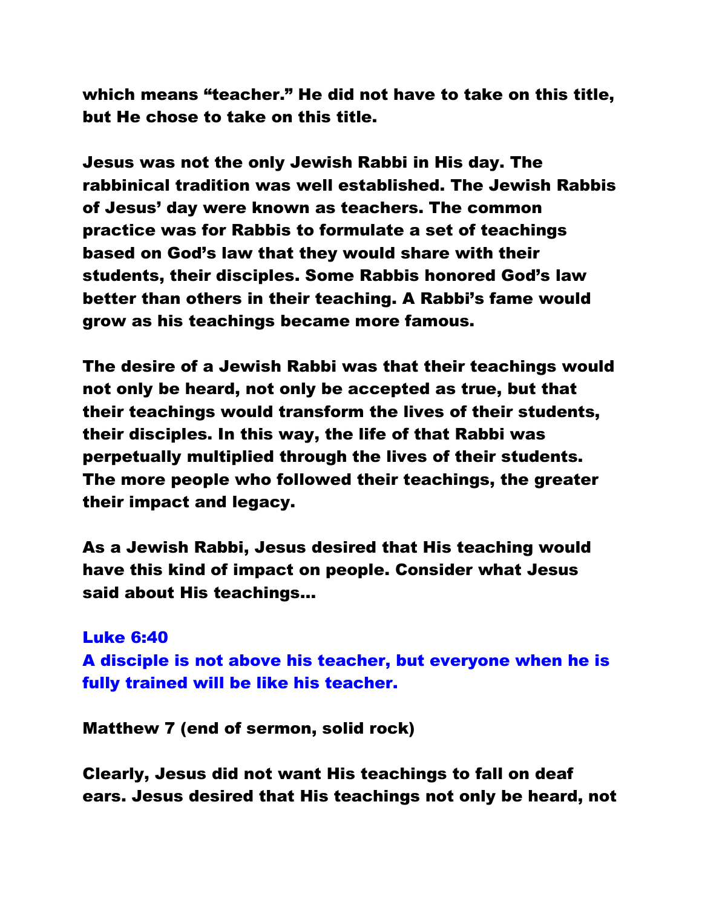which means "teacher." He did not have to take on this title, but He chose to take on this title.

Jesus was not the only Jewish Rabbi in His day. The rabbinical tradition was well established. The Jewish Rabbis of Jesus' day were known as teachers. The common practice was for Rabbis to formulate a set of teachings based on God's law that they would share with their students, their disciples. Some Rabbis honored God's law better than others in their teaching. A Rabbi's fame would grow as his teachings became more famous.

The desire of a Jewish Rabbi was that their teachings would not only be heard, not only be accepted as true, but that their teachings would transform the lives of their students, their disciples. In this way, the life of that Rabbi was perpetually multiplied through the lives of their students. The more people who followed their teachings, the greater their impact and legacy.

As a Jewish Rabbi, Jesus desired that His teaching would have this kind of impact on people. Consider what Jesus said about His teachings…

**Luke 6:40**
**A disciple is not above his teacher, but everyone when he is fully trained will be like his teacher.**

Matthew 7 (end of sermon, solid rock)

Clearly, Jesus did not want His teachings to fall on deaf ears. Jesus desired that His teachings not only be heard, not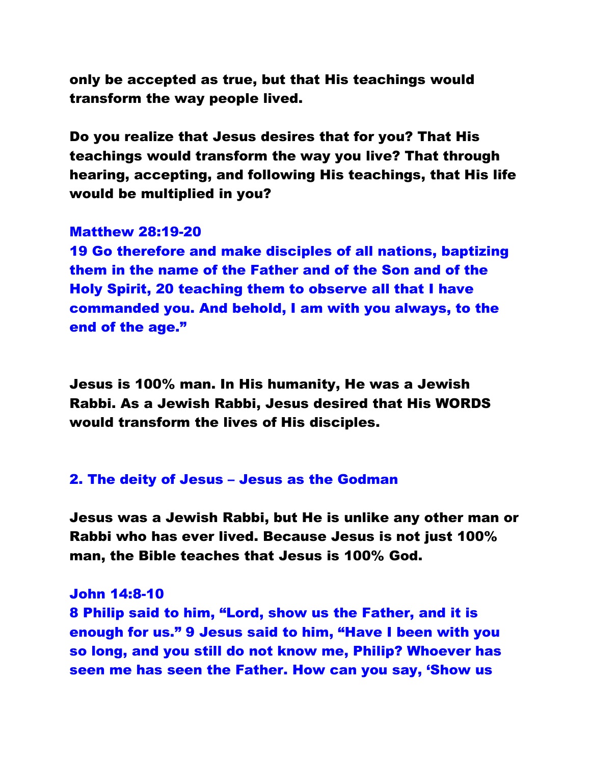**only be accepted as true, but that His teachings would transform the way people lived.**

**Do you realize that Jesus desires that for you? That His teachings would transform the way you live? That through hearing, accepting, and following His teachings, that His life would be multiplied in you?**

**Matthew 28:19-20**
**19 Go therefore and make disciples of all nations, baptizing them in the name of the Father and of the Son and of the Holy Spirit, 20 teaching them to observe all that I have commanded you. And behold, I am with you always, to the end of the age."**

**Jesus is 100% man. In His humanity, He was a Jewish Rabbi. As a Jewish Rabbi, Jesus desired that His WORDS would transform the lives of His disciples.**

## 2. The deity of Jesus – Jesus as the Godman

**Jesus was a Jewish Rabbi, but He is unlike any other man or Rabbi who has ever lived. Because Jesus is not just 100% man, the Bible teaches that Jesus is 100% God.**

**John 14:8-10**
**8 Philip said to him, "Lord, show us the Father, and it is enough for us." 9 Jesus said to him, "Have I been with you so long, and you still do not know me, Philip? Whoever has seen me has seen the Father. How can you say, 'Show us**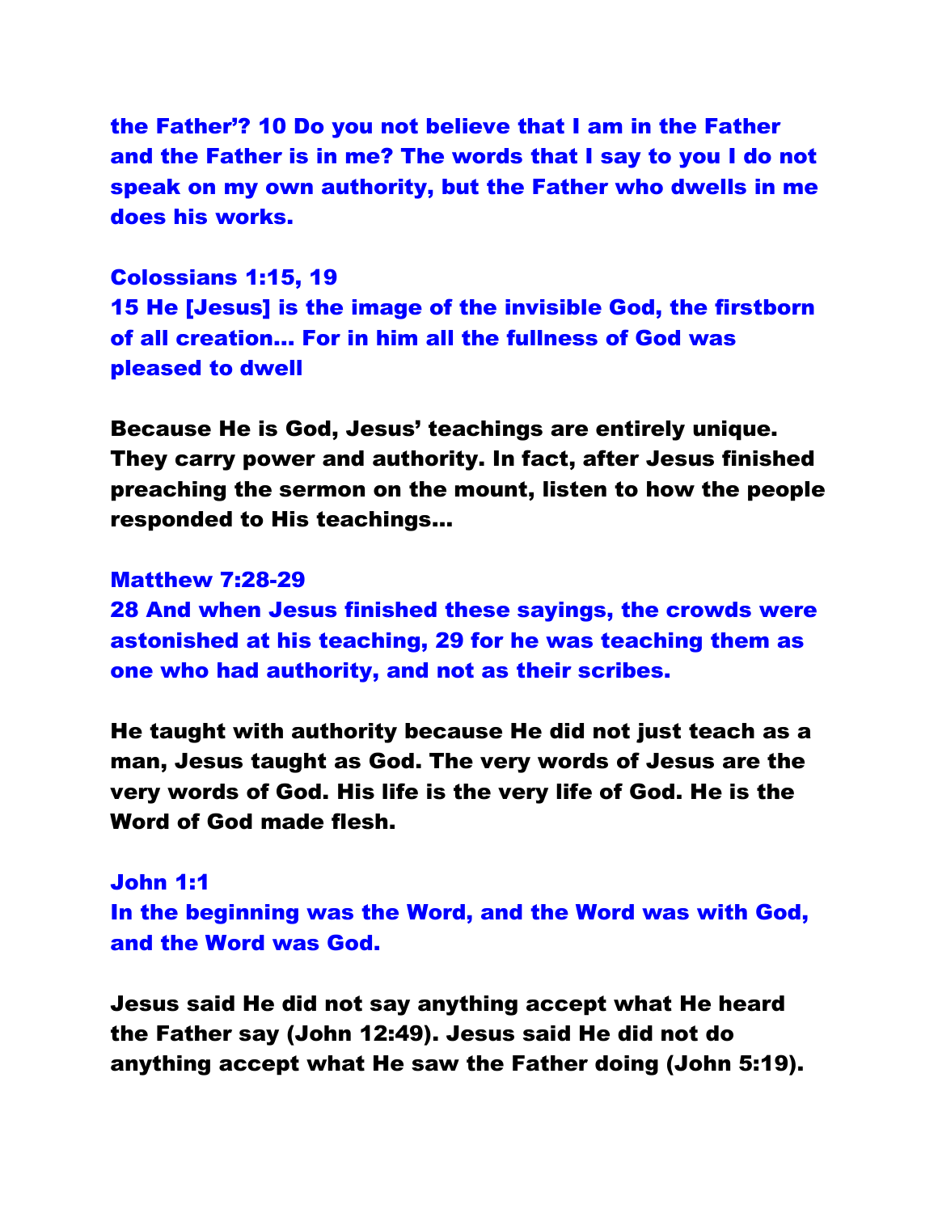the Father'? 10 Do you not believe that I am in the Father and the Father is in me? The words that I say to you I do not speak on my own authority, but the Father who dwells in me does his works.

**Colossians 1:15, 19**
15 He [Jesus] is the image of the invisible God, the firstborn of all creation… For in him all the fullness of God was pleased to dwell

**Because He is God, Jesus' teachings are entirely unique. They carry power and authority. In fact, after Jesus finished preaching the sermon on the mount, listen to how the people responded to His teachings…**

**Matthew 7:28-29**
28 And when Jesus finished these sayings, the crowds were astonished at his teaching, 29 for he was teaching them as one who had authority, and not as their scribes.

**He taught with authority because He did not just teach as a man, Jesus taught as God. The very words of Jesus are the very words of God. His life is the very life of God. He is the Word of God made flesh.**

**John 1:1**
In the beginning was the Word, and the Word was with God, and the Word was God.

**Jesus said He did not say anything accept what He heard the Father say (John 12:49). Jesus said He did not do anything accept what He saw the Father doing (John 5:19).**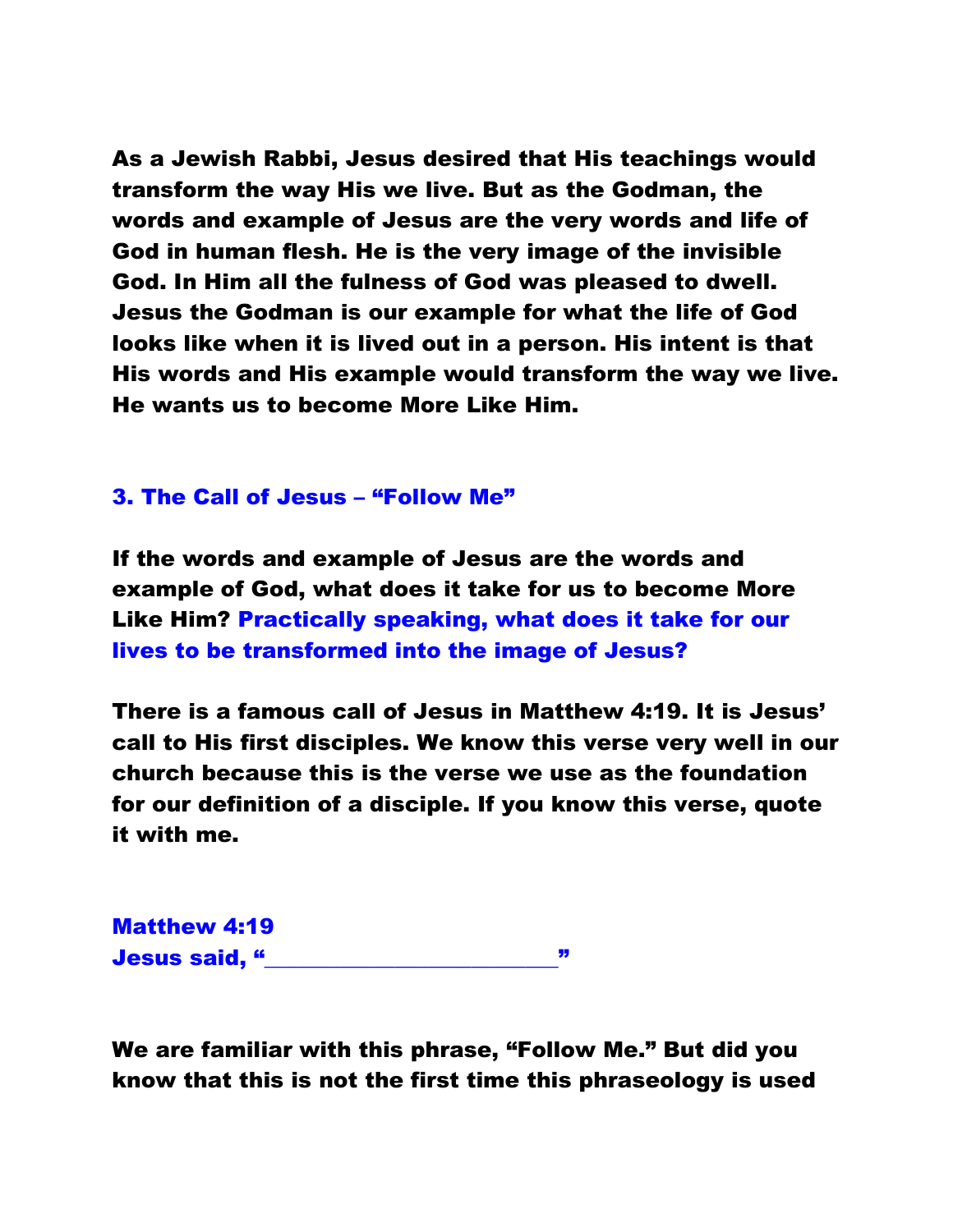**As a Jewish Rabbi, Jesus desired that His teachings would transform the way His we live. But as the Godman, the words and example of Jesus are the very words and life of God in human flesh. He is the very image of the invisible God. In Him all the fulness of God was pleased to dwell. Jesus the Godman is our example for what the life of God looks like when it is lived out in a person. His intent is that His words and His example would transform the way we live. He wants us to become More Like Him.**

## 3. The Call of Jesus – "Follow Me"

**If the words and example of Jesus are the words and example of God, what does it take for us to become More Like Him? Practically speaking, what does it take for our lives to be transformed into the image of Jesus?**

**There is a famous call of Jesus in Matthew 4:19. It is Jesus' call to His first disciples. We know this verse very well in our church because this is the verse we use as the foundation for our definition of a disciple. If you know this verse, quote it with me.**

**Matthew 4:19**
**Jesus said, "________________________"**

**We are familiar with this phrase, "Follow Me." But did you know that this is not the first time this phraseology is used**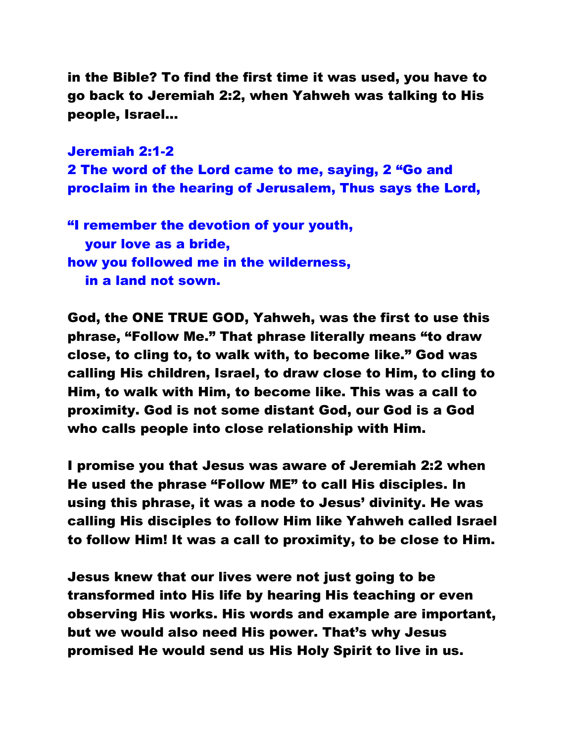**in the Bible? To find the first time it was used, you have to go back to Jeremiah 2:2, when Yahweh was talking to His people, Israel…**

**Jeremiah 2:1-2**
**2 The word of the Lord came to me, saying, 2 "Go and proclaim in the hearing of Jerusalem, Thus says the Lord,**

**"I remember the devotion of your youth,**
**your love as a bride,**
**how you followed me in the wilderness,**
**in a land not sown.**

**God, the ONE TRUE GOD, Yahweh, was the first to use this phrase, "Follow Me." That phrase literally means "to draw close, to cling to, to walk with, to become like." God was calling His children, Israel, to draw close to Him, to cling to Him, to walk with Him, to become like. This was a call to proximity. God is not some distant God, our God is a God who calls people into close relationship with Him.**

**I promise you that Jesus was aware of Jeremiah 2:2 when He used the phrase "Follow ME" to call His disciples. In using this phrase, it was a node to Jesus' divinity. He was calling His disciples to follow Him like Yahweh called Israel to follow Him! It was a call to proximity, to be close to Him.**

**Jesus knew that our lives were not just going to be transformed into His life by hearing His teaching or even observing His works. His words and example are important, but we would also need His power. That's why Jesus promised He would send us His Holy Spirit to live in us.**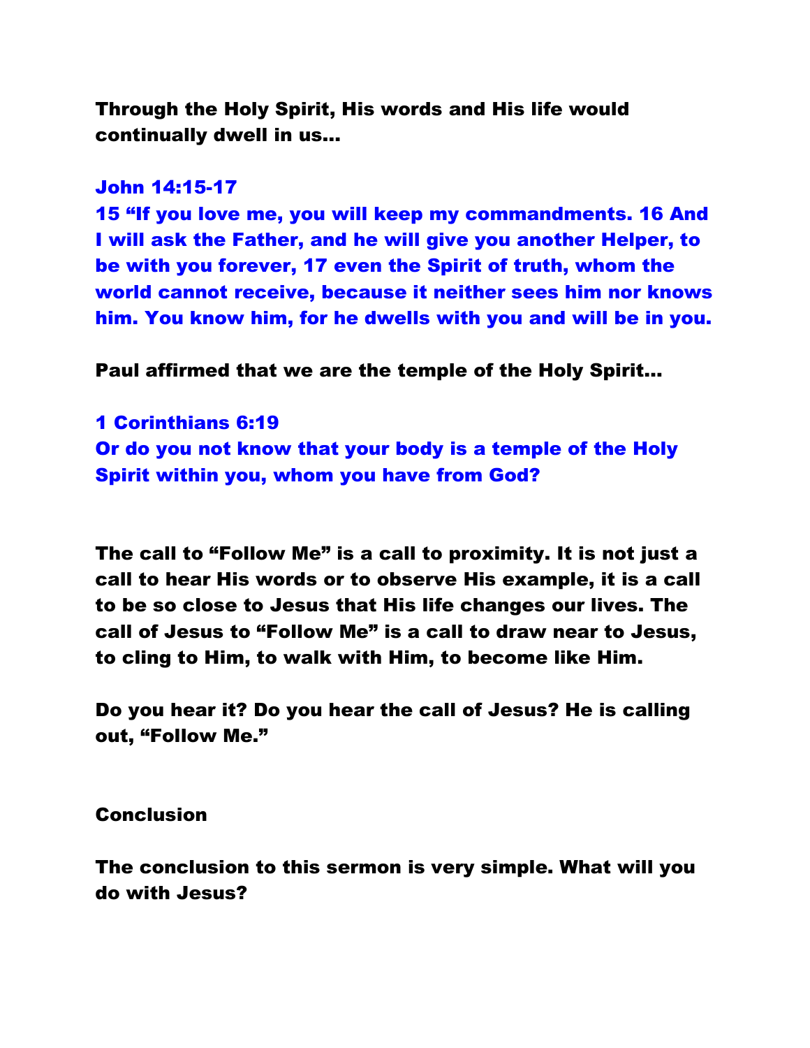**Through the Holy Spirit, His words and His life would continually dwell in us…**

**John 14:15-17**
**15 "If you love me, you will keep my commandments. 16 And I will ask the Father, and he will give you another Helper, to be with you forever, 17 even the Spirit of truth, whom the world cannot receive, because it neither sees him nor knows him. You know him, for he dwells with you and will be in you.**

**Paul affirmed that we are the temple of the Holy Spirit…**

**1 Corinthians 6:19**
**Or do you not know that your body is a temple of the Holy Spirit within you, whom you have from God?**

**The call to "Follow Me" is a call to proximity. It is not just a call to hear His words or to observe His example, it is a call to be so close to Jesus that His life changes our lives. The call of Jesus to "Follow Me" is a call to draw near to Jesus, to cling to Him, to walk with Him, to become like Him.**

**Do you hear it? Do you hear the call of Jesus? He is calling out, "Follow Me."**

## Conclusion

**The conclusion to this sermon is very simple. What will you do with Jesus?**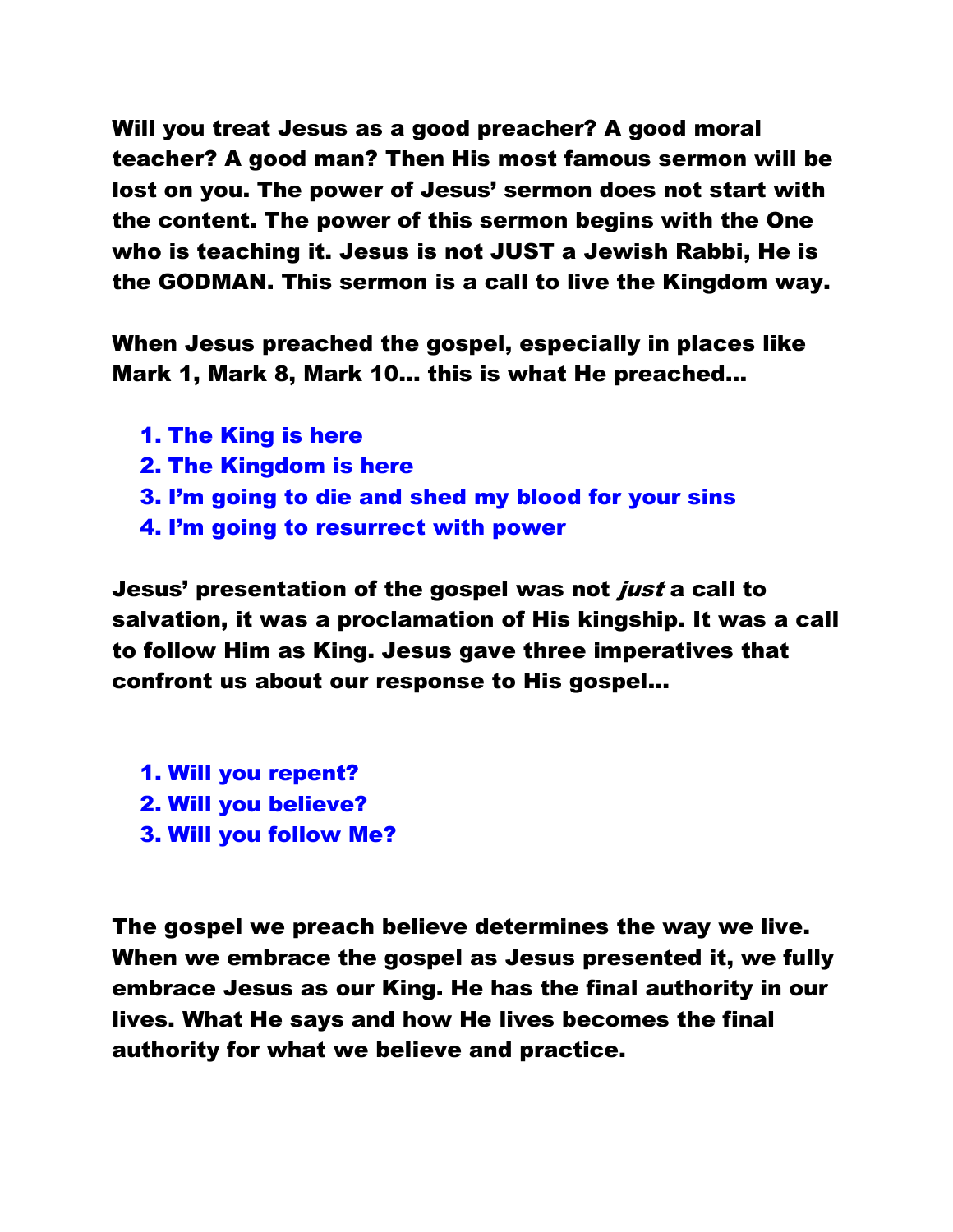**Will you treat Jesus as a good preacher? A good moral teacher? A good man? Then His most famous sermon will be lost on you. The power of Jesus' sermon does not start with the content. The power of this sermon begins with the One who is teaching it. Jesus is not JUST a Jewish Rabbi, He is the GODMAN. This sermon is a call to live the Kingdom way.**

**When Jesus preached the gospel, especially in places like Mark 1, Mark 8, Mark 10… this is what He preached…**

1. **The King is here**
2. **The Kingdom is here**
3. **I'm going to die and shed my blood for your sins**
4. **I'm going to resurrect with power**

**Jesus' presentation of the gospel was not *just* a call to salvation, it was a proclamation of His kingship. It was a call to follow Him as King. Jesus gave three imperatives that confront us about our response to His gospel…**

1. **Will you repent?**
2. **Will you believe?**
3. **Will you follow Me?**

**The gospel we preach believe determines the way we live. When we embrace the gospel as Jesus presented it, we fully embrace Jesus as our King. He has the final authority in our lives. What He says and how He lives becomes the final authority for what we believe and practice.**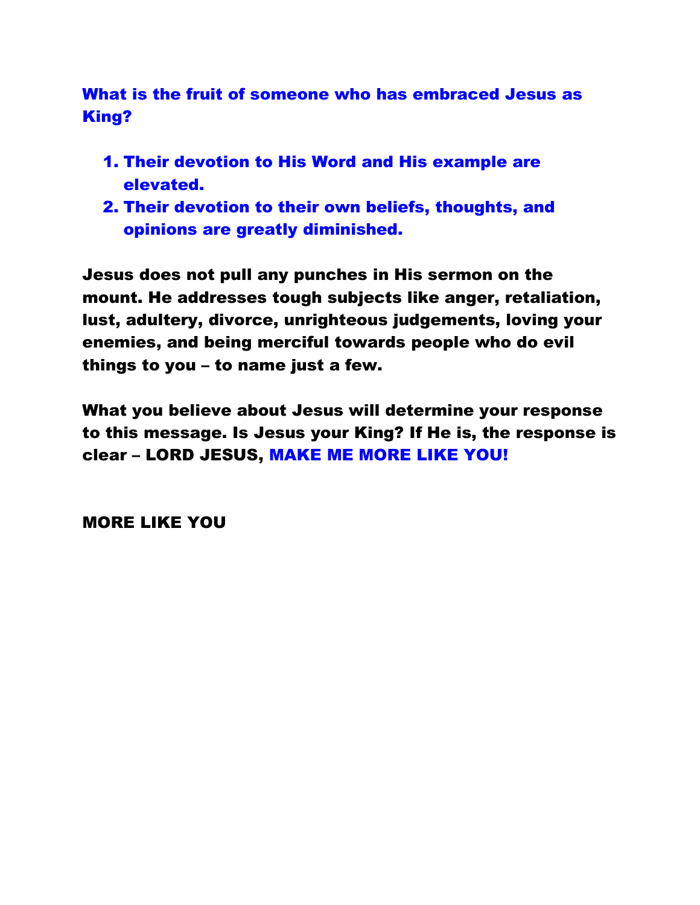**What is the fruit of someone who has embraced Jesus as King?**

1. **Their devotion to His Word and His example are elevated.**
2. **Their devotion to their own beliefs, thoughts, and opinions are greatly diminished.**

**Jesus does not pull any punches in His sermon on the mount. He addresses tough subjects like anger, retaliation, lust, adultery, divorce, unrighteous judgements, loving your enemies, and being merciful towards people who do evil things to you – to name just a few.**

**What you believe about Jesus will determine your response to this message. Is Jesus your King? If He is, the response is clear – LORD JESUS, MAKE ME MORE LIKE YOU!**

**MORE LIKE YOU**